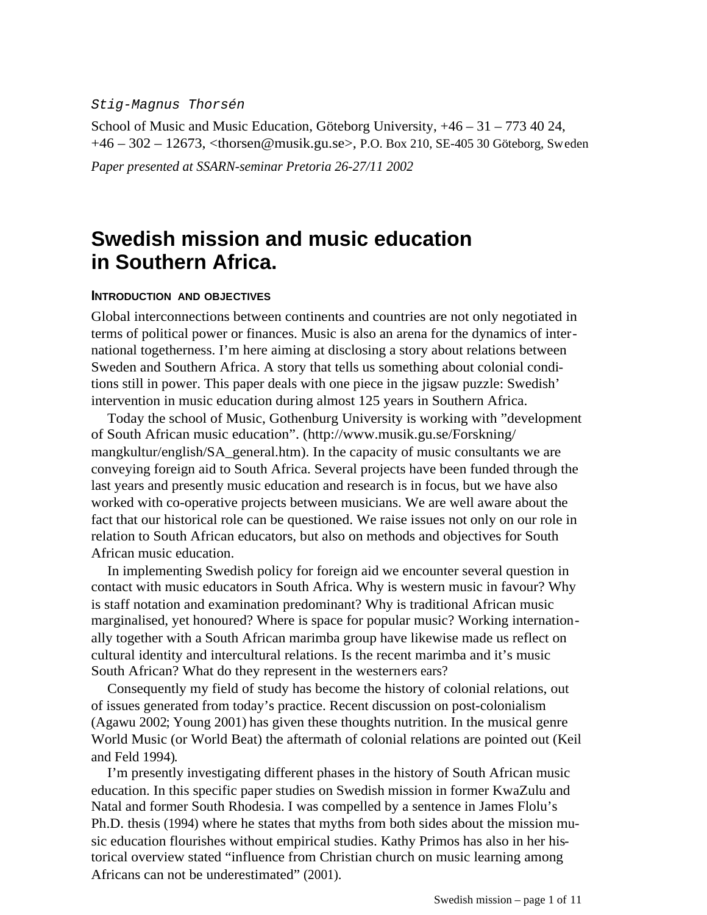*Stig-Magnus Thorsén*

School of Music and Music Education, Göteborg University, +46 – 31 – 773 40 24, +46 – 302 – 12673, <thorsen@musik.gu.se>, P.O. Box 210, SE-405 30 Göteborg, Sweden

*Paper presented at SSARN-seminar Pretoria 26-27/11 2002*

# Swedish mission and music education in Southern Africa.

## INTRODUCTION AND OBJECTIVES

Global interconnections between continents and countries are not only negotiated in terms of political power or finances. Music is also an arena for the dynamics of international togetherness. I'm here aiming at disclosing a story about relations between Sweden and Southern Africa. A story that tells us something about colonial conditions still in power. This paper deals with one piece in the jigsaw puzzle: Swedish' intervention in music education during almost 125 years in Southern Africa.

Today the school of Music, Gothenburg University is working with "development of South African music education". (http://www.musik.gu.se/Forskning/mangkultur/english/SA_general.htm). In the capacity of music consultants we are conveying foreign aid to South Africa. Several projects have been funded through the last years and presently music education and research is in focus, but we have also worked with co-operative projects between musicians. We are well aware about the fact that our historical role can be questioned. We raise issues not only on our role in relation to South African educators, but also on methods and objectives for South African music education.

In implementing Swedish policy for foreign aid we encounter several question in contact with music educators in South Africa. Why is western music in favour? Why is staff notation and examination predominant? Why is traditional African music marginalised, yet honoured? Where is space for popular music? Working internationally together with a South African marimba group have likewise made us reflect on cultural identity and intercultural relations. Is the recent marimba and it's music South African? What do they represent in the westerners ears?

Consequently my field of study has become the history of colonial relations, out of issues generated from today's practice. Recent discussion on post-colonialism (Agawu 2002; Young 2001) has given these thoughts nutrition. In the musical genre World Music (or World Beat) the aftermath of colonial relations are pointed out (Keil and Feld 1994).

I'm presently investigating different phases in the history of South African music education. In this specific paper studies on Swedish mission in former KwaZulu and Natal and former South Rhodesia. I was compelled by a sentence in James Flolu's Ph.D. thesis (1994) where he states that myths from both sides about the mission music education flourishes without empirical studies. Kathy Primos has also in her historical overview stated "influence from Christian church on music learning among Africans can not be underestimated" (2001).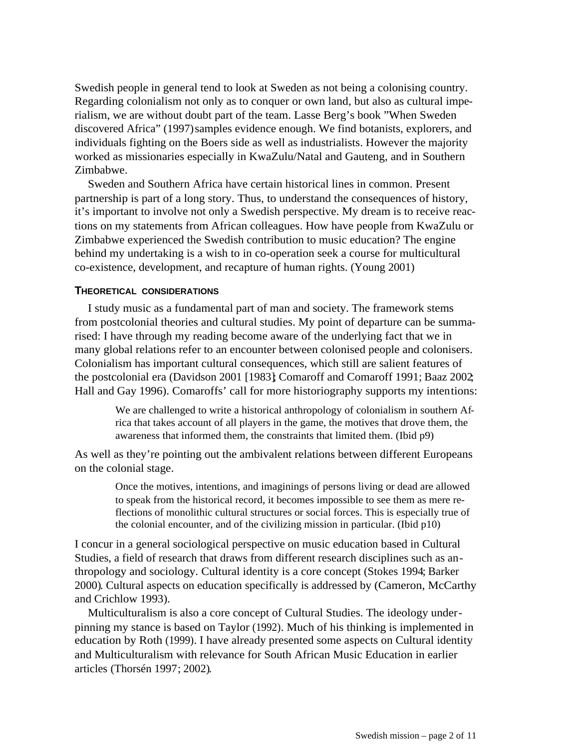Swedish people in general tend to look at Sweden as not being a colonising country. Regarding colonialism not only as to conquer or own land, but also as cultural imperialism, we are without doubt part of the team. Lasse Berg's book "When Sweden discovered Africa" (1997) samples evidence enough. We find botanists, explorers, and individuals fighting on the Boers side as well as industrialists. However the majority worked as missionaries especially in KwaZulu/Natal and Gauteng, and in Southern Zimbabwe.

Sweden and Southern Africa have certain historical lines in common. Present partnership is part of a long story. Thus, to understand the consequences of history, it's important to involve not only a Swedish perspective. My dream is to receive reactions on my statements from African colleagues. How have people from KwaZulu or Zimbabwe experienced the Swedish contribution to music education? The engine behind my undertaking is a wish to in co-operation seek a course for multicultural co-existence, development, and recapture of human rights. (Young 2001)

### THEORETICAL CONSIDERATIONS

I study music as a fundamental part of man and society. The framework stems from postcolonial theories and cultural studies. My point of departure can be summarised: I have through my reading become aware of the underlying fact that we in many global relations refer to an encounter between colonised people and colonisers. Colonialism has important cultural consequences, which still are salient features of the postcolonial era (Davidson 2001 [1983]; Comaroff and Comaroff 1991; Baaz 2002; Hall and Gay 1996). Comaroffs' call for more historiography supports my intentions:

> We are challenged to write a historical anthropology of colonialism in southern Africa that takes account of all players in the game, the motives that drove them, the awareness that informed them, the constraints that limited them. (Ibid p9)

As well as they're pointing out the ambivalent relations between different Europeans on the colonial stage.

> Once the motives, intentions, and imaginings of persons living or dead are allowed to speak from the historical record, it becomes impossible to see them as mere reflections of monolithic cultural structures or social forces. This is especially true of the colonial encounter, and of the civilizing mission in particular. (Ibid p10)

I concur in a general sociological perspective on music education based in Cultural Studies, a field of research that draws from different research disciplines such as anthropology and sociology. Cultural identity is a core concept (Stokes 1994; Barker 2000). Cultural aspects on education specifically is addressed by (Cameron, McCarthy and Crichlow 1993).

Multiculturalism is also a core concept of Cultural Studies. The ideology underpinning my stance is based on Taylor (1992). Much of his thinking is implemented in education by Roth (1999). I have already presented some aspects on Cultural identity and Multiculturalism with relevance for South African Music Education in earlier articles (Thorsén 1997; 2002).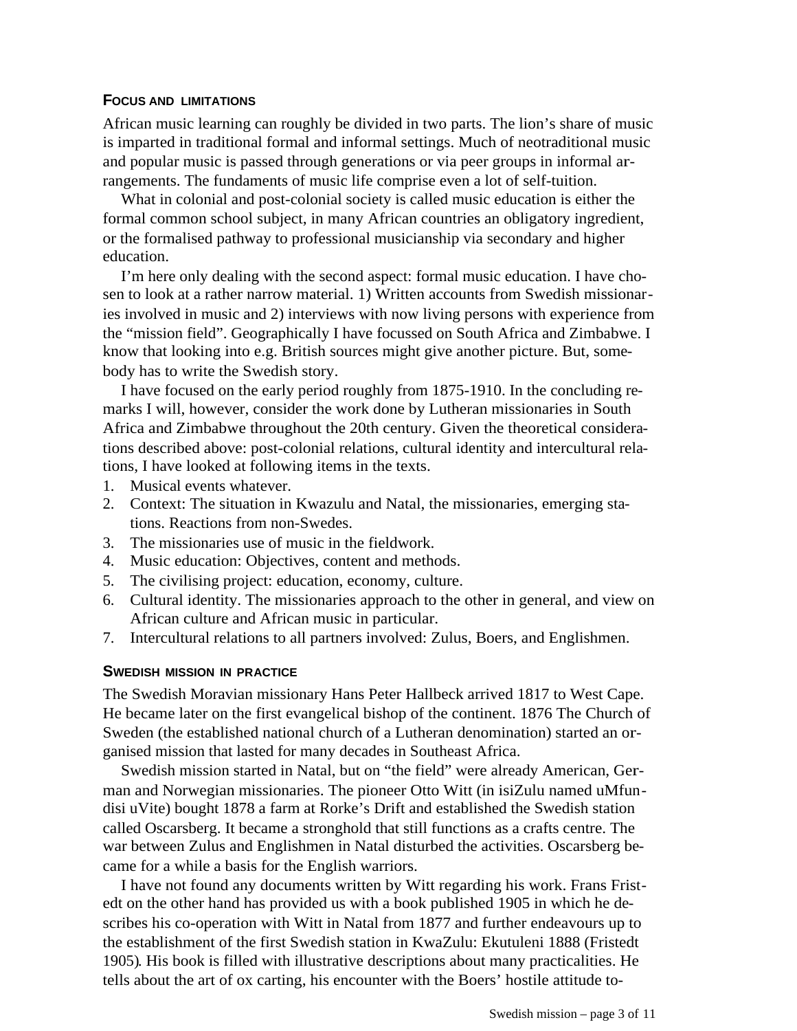## Focus and limitations

African music learning can roughly be divided in two parts. The lion's share of music is imparted in traditional formal and informal settings. Much of neotraditional music and popular music is passed through generations or via peer groups in informal arrangements. The fundaments of music life comprise even a lot of self-tuition.

What in colonial and post-colonial society is called music education is either the formal common school subject, in many African countries an obligatory ingredient, or the formalised pathway to professional musicianship via secondary and higher education.

I'm here only dealing with the second aspect: formal music education. I have chosen to look at a rather narrow material. 1) Written accounts from Swedish missionaries involved in music and 2) interviews with now living persons with experience from the "mission field". Geographically I have focussed on South Africa and Zimbabwe. I know that looking into e.g. British sources might give another picture. But, somebody has to write the Swedish story.

I have focused on the early period roughly from 1875-1910. In the concluding remarks I will, however, consider the work done by Lutheran missionaries in South Africa and Zimbabwe throughout the 20th century. Given the theoretical considerations described above: post-colonial relations, cultural identity and intercultural relations, I have looked at following items in the texts.

1. Musical events whatever.
2. Context: The situation in Kwazulu and Natal, the missionaries, emerging stations. Reactions from non-Swedes.
3. The missionaries use of music in the fieldwork.
4. Music education: Objectives, content and methods.
5. The civilising project: education, economy, culture.
6. Cultural identity. The missionaries approach to the other in general, and view on African culture and African music in particular.
7. Intercultural relations to all partners involved: Zulus, Boers, and Englishmen.

## Swedish mission in practice

The Swedish Moravian missionary Hans Peter Hallbeck arrived 1817 to West Cape. He became later on the first evangelical bishop of the continent. 1876 The Church of Sweden (the established national church of a Lutheran denomination) started an organised mission that lasted for many decades in Southeast Africa.

Swedish mission started in Natal, but on "the field" were already American, German and Norwegian missionaries. The pioneer Otto Witt (in isiZulu named uMfundisi uVite) bought 1878 a farm at Rorke's Drift and established the Swedish station called Oscarsberg. It became a stronghold that still functions as a crafts centre. The war between Zulus and Englishmen in Natal disturbed the activities. Oscarsberg became for a while a basis for the English warriors.

I have not found any documents written by Witt regarding his work. Frans Fristedt on the other hand has provided us with a book published 1905 in which he describes his co-operation with Witt in Natal from 1877 and further endeavours up to the establishment of the first Swedish station in KwaZulu: Ekutuleni 1888 (Fristedt 1905). His book is filled with illustrative descriptions about many practicalities. He tells about the art of ox carting, his encounter with the Boers' hostile attitude to-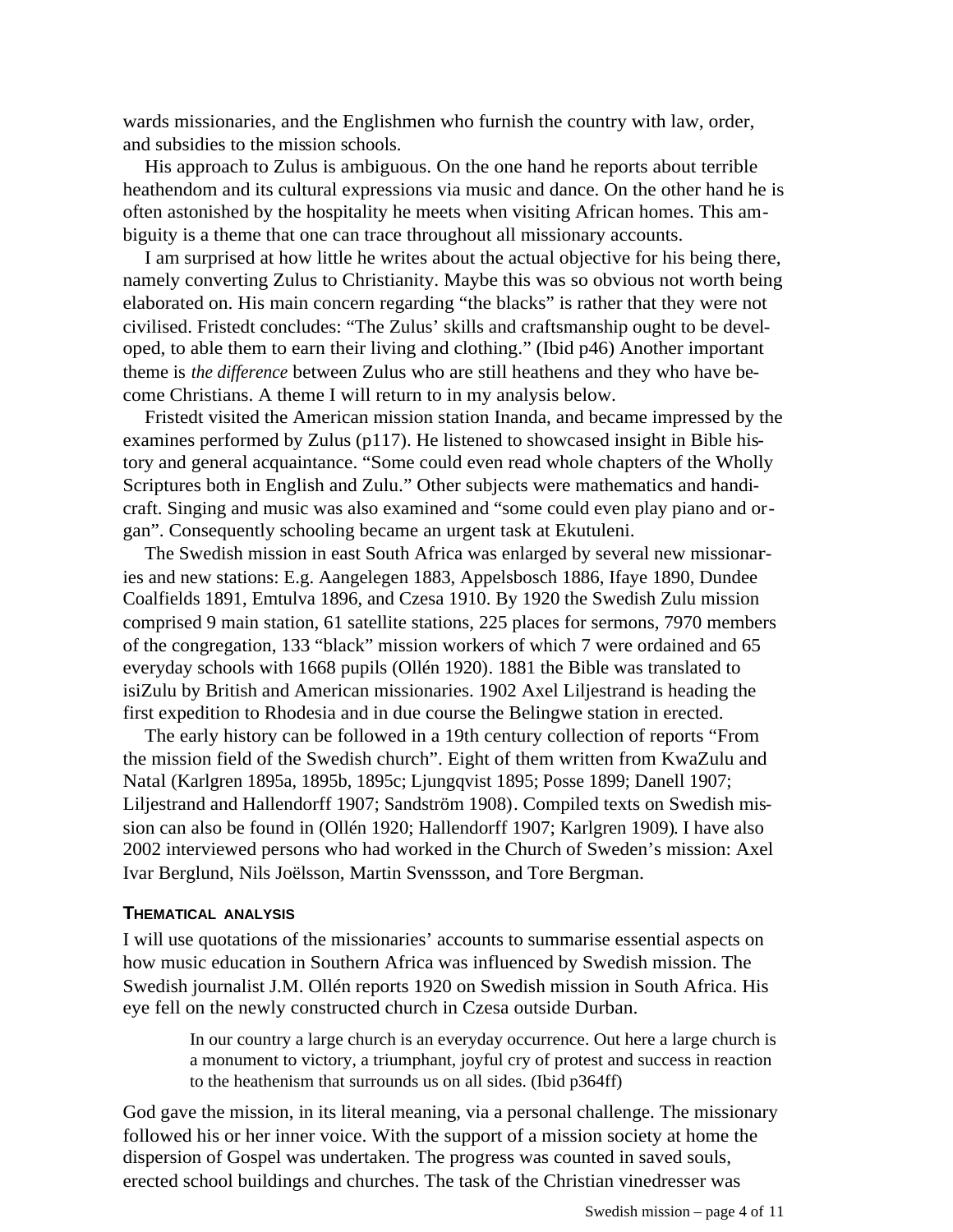wards missionaries, and the Englishmen who furnish the country with law, order, and subsidies to the mission schools.

His approach to Zulus is ambiguous. On the one hand he reports about terrible heathendom and its cultural expressions via music and dance. On the other hand he is often astonished by the hospitality he meets when visiting African homes. This ambiguity is a theme that one can trace throughout all missionary accounts.

I am surprised at how little he writes about the actual objective for his being there, namely converting Zulus to Christianity. Maybe this was so obvious not worth being elaborated on. His main concern regarding "the blacks" is rather that they were not civilised. Fristedt concludes: "The Zulus' skills and craftsmanship ought to be developed, to able them to earn their living and clothing." (Ibid p46) Another important theme is *the difference* between Zulus who are still heathens and they who have become Christians. A theme I will return to in my analysis below.

Fristedt visited the American mission station Inanda, and became impressed by the examines performed by Zulus (p117). He listened to showcased insight in Bible history and general acquaintance. "Some could even read whole chapters of the Wholly Scriptures both in English and Zulu." Other subjects were mathematics and handicraft. Singing and music was also examined and "some could even play piano and organ". Consequently schooling became an urgent task at Ekutuleni.

The Swedish mission in east South Africa was enlarged by several new missionaries and new stations: E.g. Aangelegen 1883, Appelsbosch 1886, Ifaye 1890, Dundee Coalfields 1891, Emtulva 1896, and Czesa 1910. By 1920 the Swedish Zulu mission comprised 9 main station, 61 satellite stations, 225 places for sermons, 7970 members of the congregation, 133 "black" mission workers of which 7 were ordained and 65 everyday schools with 1668 pupils (Ollén 1920). 1881 the Bible was translated to isiZulu by British and American missionaries. 1902 Axel Liljestrand is heading the first expedition to Rhodesia and in due course the Belingwe station in erected.

The early history can be followed in a 19th century collection of reports "From the mission field of the Swedish church". Eight of them written from KwaZulu and Natal (Karlgren 1895a, 1895b, 1895c; Ljungqvist 1895; Posse 1899; Danell 1907; Liljestrand and Hallendorff 1907; Sandström 1908). Compiled texts on Swedish mission can also be found in (Ollén 1920; Hallendorff 1907; Karlgren 1909). I have also 2002 interviewed persons who had worked in the Church of Sweden's mission: Axel Ivar Berglund, Nils Joëlsson, Martin Svenssson, and Tore Bergman.

## THEMATICAL ANALYSIS

I will use quotations of the missionaries' accounts to summarise essential aspects on how music education in Southern Africa was influenced by Swedish mission. The Swedish journalist J.M. Ollén reports 1920 on Swedish mission in South Africa. His eye fell on the newly constructed church in Czesa outside Durban.

> In our country a large church is an everyday occurrence. Out here a large church is a monument to victory, a triumphant, joyful cry of protest and success in reaction to the heathenism that surrounds us on all sides. (Ibid p364ff)

God gave the mission, in its literal meaning, via a personal challenge. The missionary followed his or her inner voice. With the support of a mission society at home the dispersion of Gospel was undertaken. The progress was counted in saved souls, erected school buildings and churches. The task of the Christian vinedresser was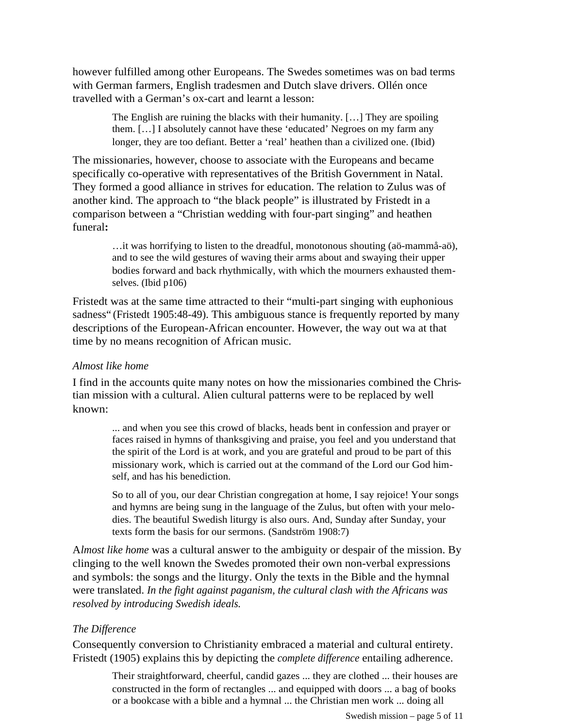however fulfilled among other Europeans. The Swedes sometimes was on bad terms with German farmers, English tradesmen and Dutch slave drivers. Ollén once travelled with a German's ox-cart and learnt a lesson:

> The English are ruining the blacks with their humanity. […] They are spoiling them. […] I absolutely cannot have these 'educated' Negroes on my farm any longer, they are too defiant. Better a 'real' heathen than a civilized one. (Ibid)

The missionaries, however, choose to associate with the Europeans and became specifically co-operative with representatives of the British Government in Natal. They formed a good alliance in strives for education. The relation to Zulus was of another kind. The approach to "the black people" is illustrated by Fristedt in a comparison between a "Christian wedding with four-part singing" and heathen funeral**:**

> …it was horrifying to listen to the dreadful, monotonous shouting (aö-mammå-aö), and to see the wild gestures of waving their arms about and swaying their upper bodies forward and back rhythmically, with which the mourners exhausted themselves. (Ibid p106)

Fristedt was at the same time attracted to their "multi-part singing with euphonious sadness" (Fristedt 1905:48-49). This ambiguous stance is frequently reported by many descriptions of the European-African encounter. However, the way out wa at that time by no means recognition of African music.

*Almost like home*

I find in the accounts quite many notes on how the missionaries combined the Christian mission with a cultural. Alien cultural patterns were to be replaced by well known:

> ... and when you see this crowd of blacks, heads bent in confession and prayer or faces raised in hymns of thanksgiving and praise, you feel and you understand that the spirit of the Lord is at work, and you are grateful and proud to be part of this missionary work, which is carried out at the command of the Lord our God himself, and has his benediction.
>
> So to all of you, our dear Christian congregation at home, I say rejoice! Your songs and hymns are being sung in the language of the Zulus, but often with your melodies. The beautiful Swedish liturgy is also ours. And, Sunday after Sunday, your texts form the basis for our sermons. (Sandström 1908:7)

A*lmost like home* was a cultural answer to the ambiguity or despair of the mission. By clinging to the well known the Swedes promoted their own non-verbal expressions and symbols: the songs and the liturgy. Only the texts in the Bible and the hymnal were translated. *In the fight against paganism, the cultural clash with the Africans was resolved by introducing Swedish ideals.*

*The Difference*

Consequently conversion to Christianity embraced a material and cultural entirety. Fristedt (1905) explains this by depicting the *complete difference* entailing adherence.

> Their straightforward, cheerful, candid gazes ... they are clothed ... their houses are constructed in the form of rectangles ... and equipped with doors ... a bag of books or a bookcase with a bible and a hymnal ... the Christian men work ... doing all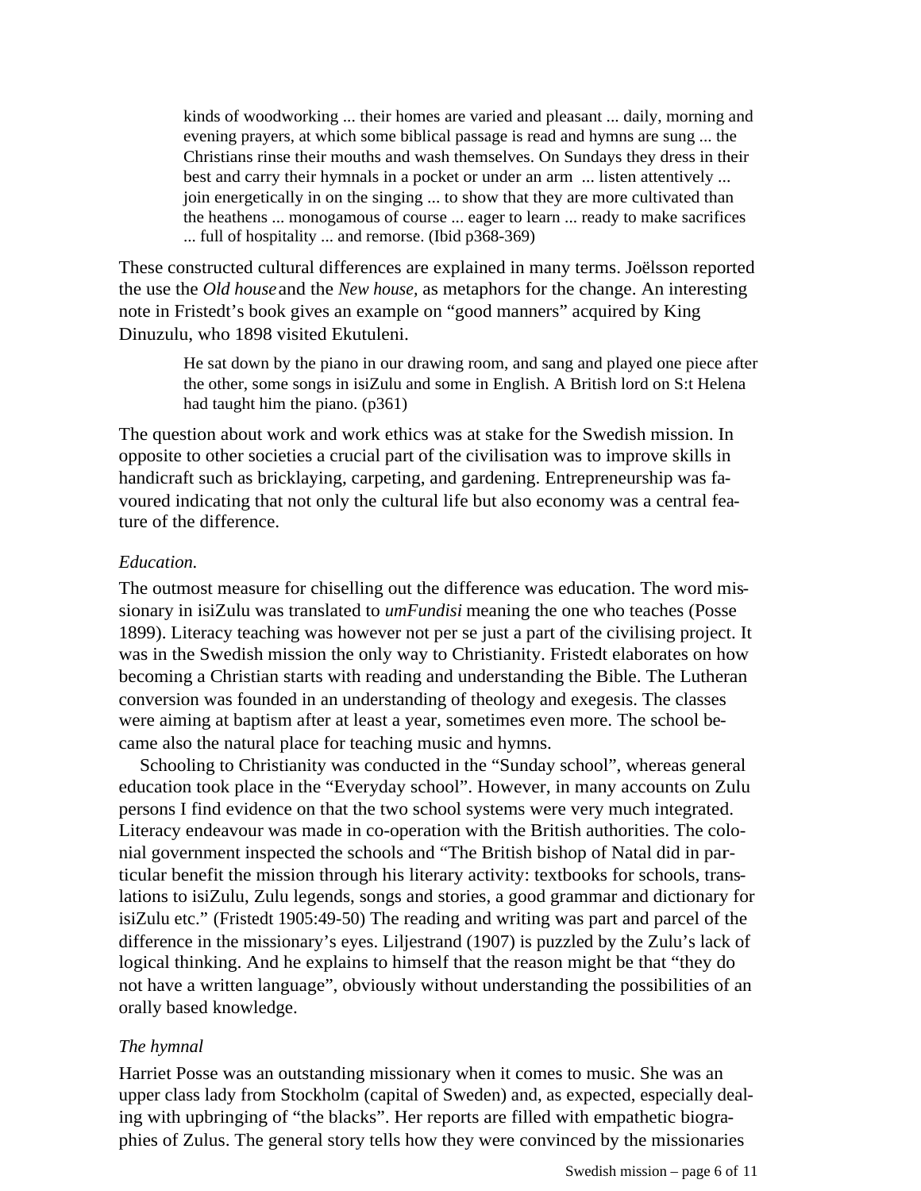> kinds of woodworking ... their homes are varied and pleasant ... daily, morning and evening prayers, at which some biblical passage is read and hymns are sung ... the Christians rinse their mouths and wash themselves. On Sundays they dress in their best and carry their hymnals in a pocket or under an arm ... listen attentively ... join energetically in on the singing ... to show that they are more cultivated than the heathens ... monogamous of course ... eager to learn ... ready to make sacrifices ... full of hospitality ... and remorse. (Ibid p368-369)

These constructed cultural differences are explained in many terms. Joëlsson reported the use the *Old house* and the *New house,* as metaphors for the change. An interesting note in Fristedt's book gives an example on "good manners" acquired by King Dinuzulu, who 1898 visited Ekutuleni.

> He sat down by the piano in our drawing room, and sang and played one piece after the other, some songs in isiZulu and some in English. A British lord on S:t Helena had taught him the piano. (p361)

The question about work and work ethics was at stake for the Swedish mission. In opposite to other societies a crucial part of the civilisation was to improve skills in handicraft such as bricklaying, carpeting, and gardening. Entrepreneurship was favoured indicating that not only the cultural life but also economy was a central feature of the difference.

*Education.*

The outmost measure for chiselling out the difference was education. The word missionary in isiZulu was translated to *umFundisi* meaning the one who teaches (Posse 1899). Literacy teaching was however not per se just a part of the civilising project. It was in the Swedish mission the only way to Christianity. Fristedt elaborates on how becoming a Christian starts with reading and understanding the Bible. The Lutheran conversion was founded in an understanding of theology and exegesis. The classes were aiming at baptism after at least a year, sometimes even more. The school became also the natural place for teaching music and hymns.

Schooling to Christianity was conducted in the "Sunday school", whereas general education took place in the "Everyday school". However, in many accounts on Zulu persons I find evidence on that the two school systems were very much integrated. Literacy endeavour was made in co-operation with the British authorities. The colonial government inspected the schools and "The British bishop of Natal did in particular benefit the mission through his literary activity: textbooks for schools, translations to isiZulu, Zulu legends, songs and stories, a good grammar and dictionary for isiZulu etc." (Fristedt 1905:49-50) The reading and writing was part and parcel of the difference in the missionary's eyes. Liljestrand (1907) is puzzled by the Zulu's lack of logical thinking. And he explains to himself that the reason might be that "they do not have a written language", obviously without understanding the possibilities of an orally based knowledge.

*The hymnal*

Harriet Posse was an outstanding missionary when it comes to music. She was an upper class lady from Stockholm (capital of Sweden) and, as expected, especially dealing with upbringing of "the blacks". Her reports are filled with empathetic biographies of Zulus. The general story tells how they were convinced by the missionaries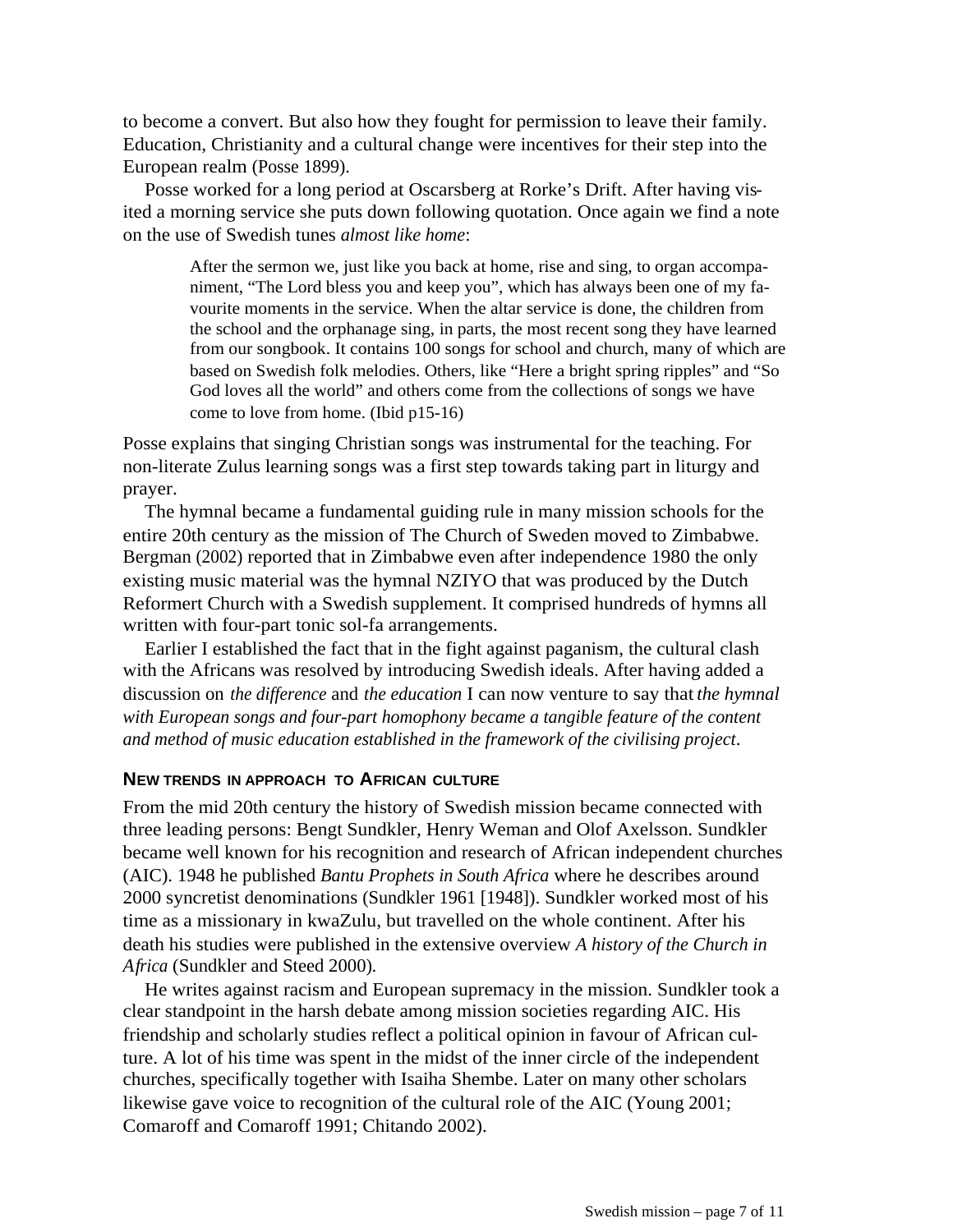to become a convert. But also how they fought for permission to leave their family. Education, Christianity and a cultural change were incentives for their step into the European realm (Posse 1899).

Posse worked for a long period at Oscarsberg at Rorke's Drift. After having visited a morning service she puts down following quotation. Once again we find a note on the use of Swedish tunes *almost like home*:

> After the sermon we, just like you back at home, rise and sing, to organ accompaniment, "The Lord bless you and keep you", which has always been one of my favourite moments in the service. When the altar service is done, the children from the school and the orphanage sing, in parts, the most recent song they have learned from our songbook. It contains 100 songs for school and church, many of which are based on Swedish folk melodies. Others, like "Here a bright spring ripples" and "So God loves all the world" and others come from the collections of songs we have come to love from home. (Ibid p15-16)

Posse explains that singing Christian songs was instrumental for the teaching. For non-literate Zulus learning songs was a first step towards taking part in liturgy and prayer.

The hymnal became a fundamental guiding rule in many mission schools for the entire 20th century as the mission of The Church of Sweden moved to Zimbabwe. Bergman (2002) reported that in Zimbabwe even after independence 1980 the only existing music material was the hymnal NZIYO that was produced by the Dutch Reformert Church with a Swedish supplement. It comprised hundreds of hymns all written with four-part tonic sol-fa arrangements.

Earlier I established the fact that in the fight against paganism, the cultural clash with the Africans was resolved by introducing Swedish ideals. After having added a discussion on *the difference* and *the education* I can now venture to say that *the hymnal with European songs and four-part homophony became a tangible feature of the content and method of music education established in the framework of the civilising project*.

### NEW TRENDS IN APPROACH TO AFRICAN CULTURE

From the mid 20th century the history of Swedish mission became connected with three leading persons: Bengt Sundkler, Henry Weman and Olof Axelsson. Sundkler became well known for his recognition and research of African independent churches (AIC). 1948 he published *Bantu Prophets in South Africa* where he describes around 2000 syncretist denominations (Sundkler 1961 [1948]). Sundkler worked most of his time as a missionary in kwaZulu, but travelled on the whole continent. After his death his studies were published in the extensive overview *A history of the Church in Africa* (Sundkler and Steed 2000).

He writes against racism and European supremacy in the mission. Sundkler took a clear standpoint in the harsh debate among mission societies regarding AIC. His friendship and scholarly studies reflect a political opinion in favour of African culture. A lot of his time was spent in the midst of the inner circle of the independent churches, specifically together with Isaiha Shembe. Later on many other scholars likewise gave voice to recognition of the cultural role of the AIC (Young 2001; Comaroff and Comaroff 1991; Chitando 2002).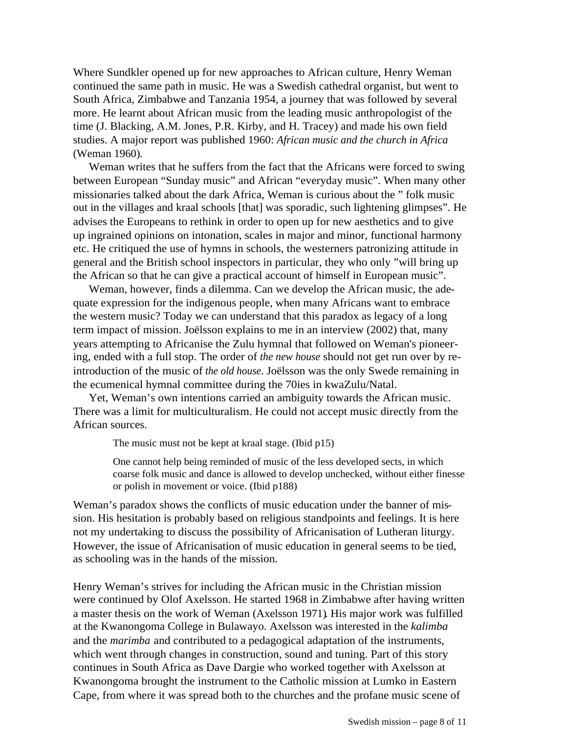Where Sundkler opened up for new approaches to African culture, Henry Weman continued the same path in music. He was a Swedish cathedral organist, but went to South Africa, Zimbabwe and Tanzania 1954, a journey that was followed by several more. He learnt about African music from the leading music anthropologist of the time (J. Blacking, A.M. Jones, P.R. Kirby, and H. Tracey) and made his own field studies. A major report was published 1960: *African music and the church in Africa* (Weman 1960).

Weman writes that he suffers from the fact that the Africans were forced to swing between European "Sunday music" and African "everyday music". When many other missionaries talked about the dark Africa, Weman is curious about the " folk music out in the villages and kraal schools [that] was sporadic, such lightening glimpses". He advises the Europeans to rethink in order to open up for new aesthetics and to give up ingrained opinions on intonation, scales in major and minor, functional harmony etc. He critiqued the use of hymns in schools, the westerners patronizing attitude in general and the British school inspectors in particular, they who only "will bring up the African so that he can give a practical account of himself in European music".

Weman, however, finds a dilemma. Can we develop the African music, the adequate expression for the indigenous people, when many Africans want to embrace the western music? Today we can understand that this paradox as legacy of a long term impact of mission. Joëlsson explains to me in an interview (2002) that, many years attempting to Africanise the Zulu hymnal that followed on Weman's pioneering, ended with a full stop. The order of *the new house* should not get run over by re-introduction of the music of *the old house*. Joëlsson was the only Swede remaining in the ecumenical hymnal committee during the 70ies in kwaZulu/Natal.

Yet, Weman's own intentions carried an ambiguity towards the African music. There was a limit for multiculturalism. He could not accept music directly from the African sources.

> The music must not be kept at kraal stage. (Ibid p15)
>
> One cannot help being reminded of music of the less developed sects, in which coarse folk music and dance is allowed to develop unchecked, without either finesse or polish in movement or voice. (Ibid p188)

Weman's paradox shows the conflicts of music education under the banner of mission. His hesitation is probably based on religious standpoints and feelings. It is here not my undertaking to discuss the possibility of Africanisation of Lutheran liturgy. However, the issue of Africanisation of music education in general seems to be tied, as schooling was in the hands of the mission.

Henry Weman's strives for including the African music in the Christian mission were continued by Olof Axelsson. He started 1968 in Zimbabwe after having written a master thesis on the work of Weman (Axelsson 1971). His major work was fulfilled at the Kwanongoma College in Bulawayo. Axelsson was interested in the *kalimba* and the *marimba* and contributed to a pedagogical adaptation of the instruments, which went through changes in construction, sound and tuning. Part of this story continues in South Africa as Dave Dargie who worked together with Axelsson at Kwanongoma brought the instrument to the Catholic mission at Lumko in Eastern Cape, from where it was spread both to the churches and the profane music scene of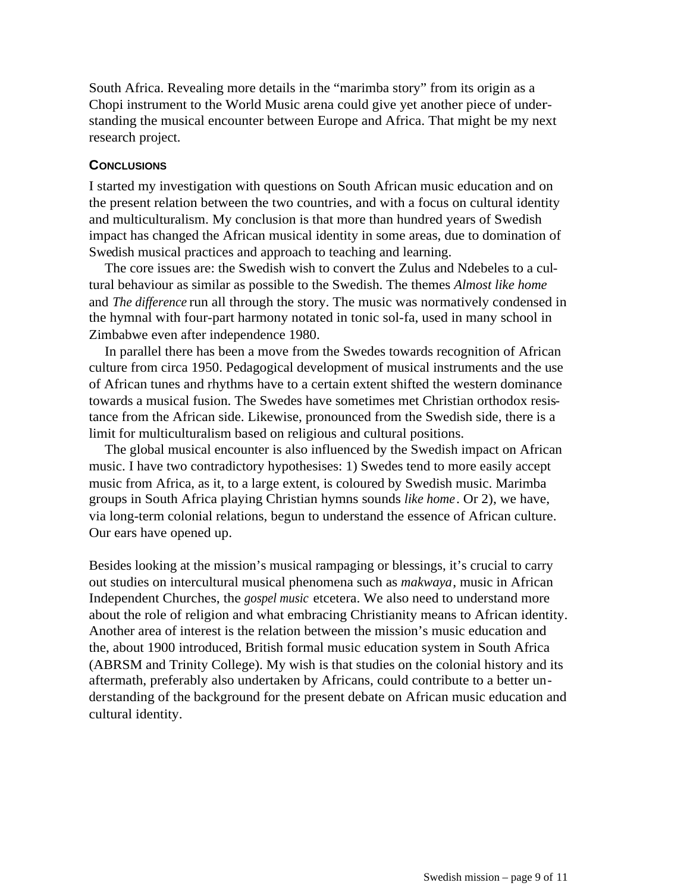South Africa. Revealing more details in the "marimba story" from its origin as a Chopi instrument to the World Music arena could give yet another piece of understanding the musical encounter between Europe and Africa. That might be my next research project.

## Conclusions

I started my investigation with questions on South African music education and on the present relation between the two countries, and with a focus on cultural identity and multiculturalism. My conclusion is that more than hundred years of Swedish impact has changed the African musical identity in some areas, due to domination of Swedish musical practices and approach to teaching and learning.

The core issues are: the Swedish wish to convert the Zulus and Ndebeles to a cultural behaviour as similar as possible to the Swedish. The themes *Almost like home* and *The difference* run all through the story. The music was normatively condensed in the hymnal with four-part harmony notated in tonic sol-fa, used in many school in Zimbabwe even after independence 1980.

In parallel there has been a move from the Swedes towards recognition of African culture from circa 1950. Pedagogical development of musical instruments and the use of African tunes and rhythms have to a certain extent shifted the western dominance towards a musical fusion. The Swedes have sometimes met Christian orthodox resistance from the African side. Likewise, pronounced from the Swedish side, there is a limit for multiculturalism based on religious and cultural positions.

The global musical encounter is also influenced by the Swedish impact on African music. I have two contradictory hypothesises: 1) Swedes tend to more easily accept music from Africa, as it, to a large extent, is coloured by Swedish music. Marimba groups in South Africa playing Christian hymns sounds *like home*. Or 2), we have, via long-term colonial relations, begun to understand the essence of African culture. Our ears have opened up.

Besides looking at the mission's musical rampaging or blessings, it's crucial to carry out studies on intercultural musical phenomena such as *makwaya*, music in African Independent Churches, the *gospel music* etcetera. We also need to understand more about the role of religion and what embracing Christianity means to African identity. Another area of interest is the relation between the mission's music education and the, about 1900 introduced, British formal music education system in South Africa (ABRSM and Trinity College). My wish is that studies on the colonial history and its aftermath, preferably also undertaken by Africans, could contribute to a better understanding of the background for the present debate on African music education and cultural identity.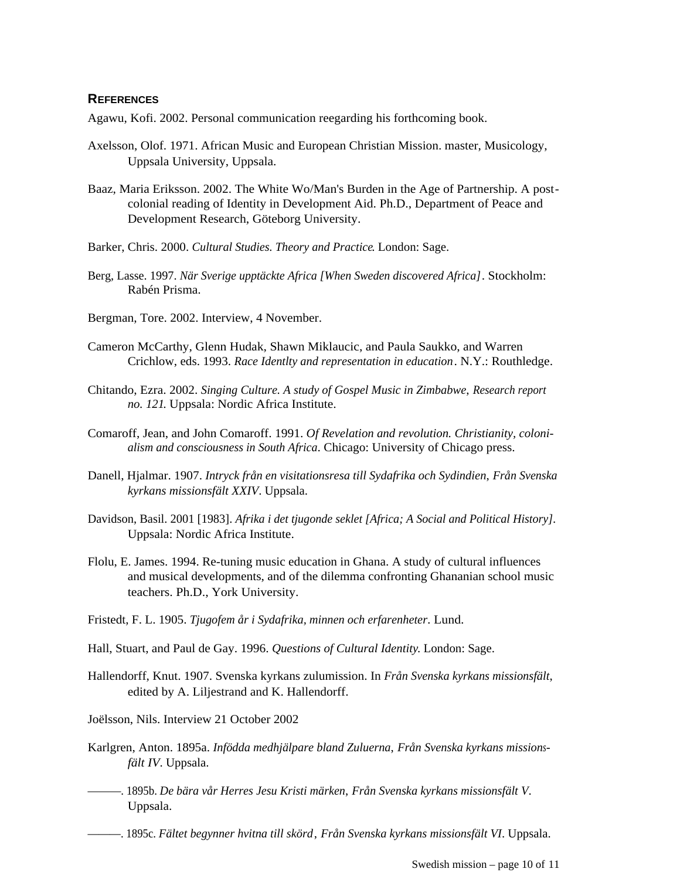## References

Agawu, Kofi. 2002. Personal communication reegarding his forthcoming book.

Axelsson, Olof. 1971. African Music and European Christian Mission. master, Musicology, Uppsala University, Uppsala.

Baaz, Maria Eriksson. 2002. The White Wo/Man's Burden in the Age of Partnership. A post-colonial reading of Identity in Development Aid. Ph.D., Department of Peace and Development Research, Göteborg University.

Barker, Chris. 2000. *Cultural Studies. Theory and Practice*. London: Sage.

Berg, Lasse. 1997. *När Sverige upptäckte Africa [When Sweden discovered Africa]*. Stockholm: Rabén Prisma.

Bergman, Tore. 2002. Interview, 4 November.

Cameron McCarthy, Glenn Hudak, Shawn Miklaucic, and Paula Saukko, and Warren Crichlow, eds. 1993. *Race Identlty and representation in education*. N.Y.: Routhledge.

Chitando, Ezra. 2002. *Singing Culture. A study of Gospel Music in Zimbabwe*, *Research report no. 121*. Uppsala: Nordic Africa Institute.

Comaroff, Jean, and John Comaroff. 1991. *Of Revelation and revolution. Christianity, colonialism and consciousness in South Africa*. Chicago: University of Chicago press.

Danell, Hjalmar. 1907. *Intryck från en visitationsresa till Sydafrika och Sydindien*, *Från Svenska kyrkans missionsfält XXIV*. Uppsala.

Davidson, Basil. 2001 [1983]. *Afrika i det tjugonde seklet [Africa; A Social and Political History]*. Uppsala: Nordic Africa Institute.

Flolu, E. James. 1994. Re-tuning music education in Ghana. A study of cultural influences and musical developments, and of the dilemma confronting Ghananian school music teachers. Ph.D., York University.

Fristedt, F. L. 1905. *Tjugofem år i Sydafrika, minnen och erfarenheter.* Lund.

Hall, Stuart, and Paul de Gay. 1996. *Questions of Cultural Identity.* London: Sage.

Hallendorff, Knut. 1907. Svenska kyrkans zulumission. In *Från Svenska kyrkans missionsfält*, edited by A. Liljestrand and K. Hallendorff.

Joëlsson, Nils. Interview 21 October 2002

Karlgren, Anton. 1895a. *Infödda medhjälpare bland Zuluerna*, *Från Svenska kyrkans missionsfält IV*. Uppsala.

———. 1895b. *De bära vår Herres Jesu Kristi märken*, *Från Svenska kyrkans missionsfält V*. Uppsala.

———. 1895c. *Fältet begynner hvitna till skörd*, *Från Svenska kyrkans missionsfält VI*. Uppsala.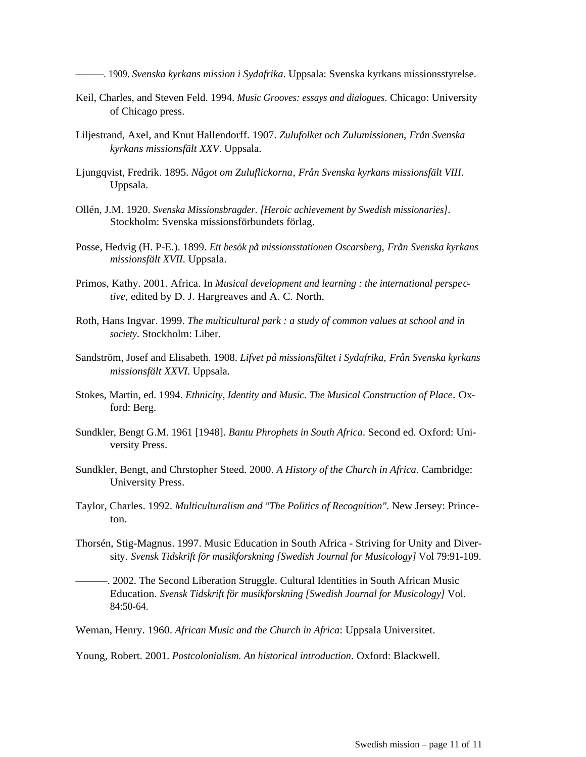———. 1909. *Svenska kyrkans mission i Sydafrika*. Uppsala: Svenska kyrkans missionsstyrelse.

Keil, Charles, and Steven Feld. 1994. *Music Grooves: essays and dialogues*. Chicago: University of Chicago press.

Liljestrand, Axel, and Knut Hallendorff. 1907. *Zulufolket och Zulumissionen*, *Från Svenska kyrkans missionsfält XXV*. Uppsala.

Ljungqvist, Fredrik. 1895. *Något om Zuluflickorna*, *Från Svenska kyrkans missionsfält VIII*. Uppsala.

Ollén, J.M. 1920. *Svenska Missionsbragder. [Heroic achievement by Swedish missionaries]*. Stockholm: Svenska missionsförbundets förlag.

Posse, Hedvig (H. P-E.). 1899. *Ett besök på missionsstationen Oscarsberg*, *Från Svenska kyrkans missionsfält XVII*. Uppsala.

Primos, Kathy. 2001. Africa. In *Musical development and learning : the international perspective*, edited by D. J. Hargreaves and A. C. North.

Roth, Hans Ingvar. 1999. *The multicultural park : a study of common values at school and in society*. Stockholm: Liber.

Sandström, Josef and Elisabeth. 1908. *Lifvet på missionsfältet i Sydafrika*, *Från Svenska kyrkans missionsfält XXVI*. Uppsala.

Stokes, Martin, ed. 1994. *Ethnicity, Identity and Music. The Musical Construction of Place*. Oxford: Berg.

Sundkler, Bengt G.M. 1961 [1948]. *Bantu Phrophets in South Africa*. Second ed. Oxford: University Press.

Sundkler, Bengt, and Chrstopher Steed. 2000. *A History of the Church in Africa*. Cambridge: University Press.

Taylor, Charles. 1992. *Multiculturalism and "The Politics of Recognition"*. New Jersey: Princeton.

Thorsén, Stig-Magnus. 1997. Music Education in South Africa - Striving for Unity and Diversity. *Svensk Tidskrift för musikforskning [Swedish Journal for Musicology]* Vol 79:91-109.

———. 2002. The Second Liberation Struggle. Cultural Identities in South African Music Education. *Svensk Tidskrift för musikforskning [Swedish Journal for Musicology]* Vol. 84:50-64.

Weman, Henry. 1960. *African Music and the Church in Africa*: Uppsala Universitet.

Young, Robert. 2001. *Postcolonialism. An historical introduction*. Oxford: Blackwell.